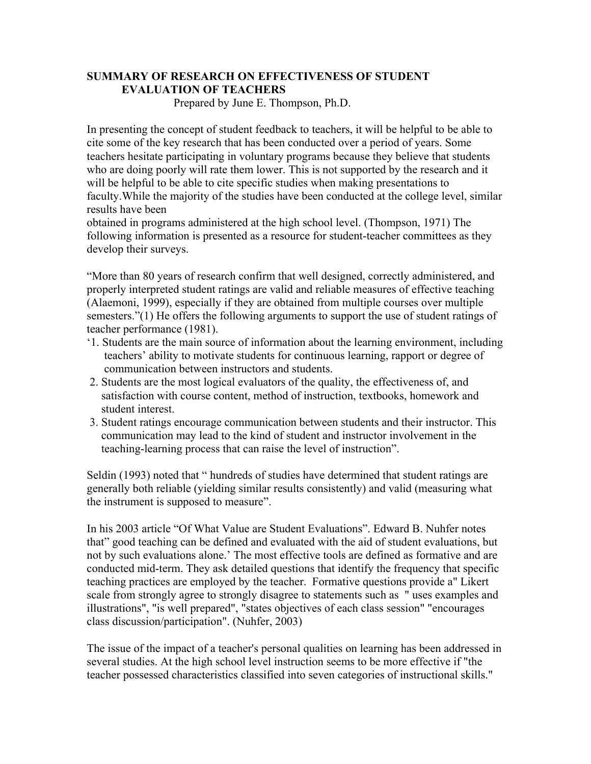# SUMMARY OF RESEARCH ON EFFECTIVENESS OF STUDENT EVALUATION OF TEACHERS

Prepared by June E. Thompson, Ph.D.

In presenting the concept of student feedback to teachers, it will be helpful to be able to cite some of the key research that has been conducted over a period of years. Some teachers hesitate participating in voluntary programs because they believe that students who are doing poorly will rate them lower. This is not supported by the research and it will be helpful to be able to cite specific studies when making presentations to faculty.While the majority of the studies have been conducted at the college level, similar results have been obtained in programs administered at the high school level. (Thompson, 1971) The following information is presented as a resource for student-teacher committees as they develop their surveys.

"More than 80 years of research confirm that well designed, correctly administered, and properly interpreted student ratings are valid and reliable measures of effective teaching (Alaemoni, 1999), especially if they are obtained from multiple courses over multiple semesters."(1) He offers the following arguments to support the use of student ratings of teacher performance (1981).

'1. Students are the main source of information about the learning environment, including teachers' ability to motivate students for continuous learning, rapport or degree of communication between instructors and students.
2. Students are the most logical evaluators of the quality, the effectiveness of, and satisfaction with course content, method of instruction, textbooks, homework and student interest.
3. Student ratings encourage communication between students and their instructor. This communication may lead to the kind of student and instructor involvement in the teaching-learning process that can raise the level of instruction".

Seldin (1993) noted that " hundreds of studies have determined that student ratings are generally both reliable (yielding similar results consistently) and valid (measuring what the instrument is supposed to measure".

In his 2003 article "Of What Value are Student Evaluations". Edward B. Nuhfer notes that" good teaching can be defined and evaluated with the aid of student evaluations, but not by such evaluations alone.' The most effective tools are defined as formative and are conducted mid-term. They ask detailed questions that identify the frequency that specific teaching practices are employed by the teacher. Formative questions provide a" Likert scale from strongly agree to strongly disagree to statements such as " uses examples and illustrations", "is well prepared", "states objectives of each class session" "encourages class discussion/participation". (Nuhfer, 2003)

The issue of the impact of a teacher's personal qualities on learning has been addressed in several studies. At the high school level instruction seems to be more effective if "the teacher possessed characteristics classified into seven categories of instructional skills."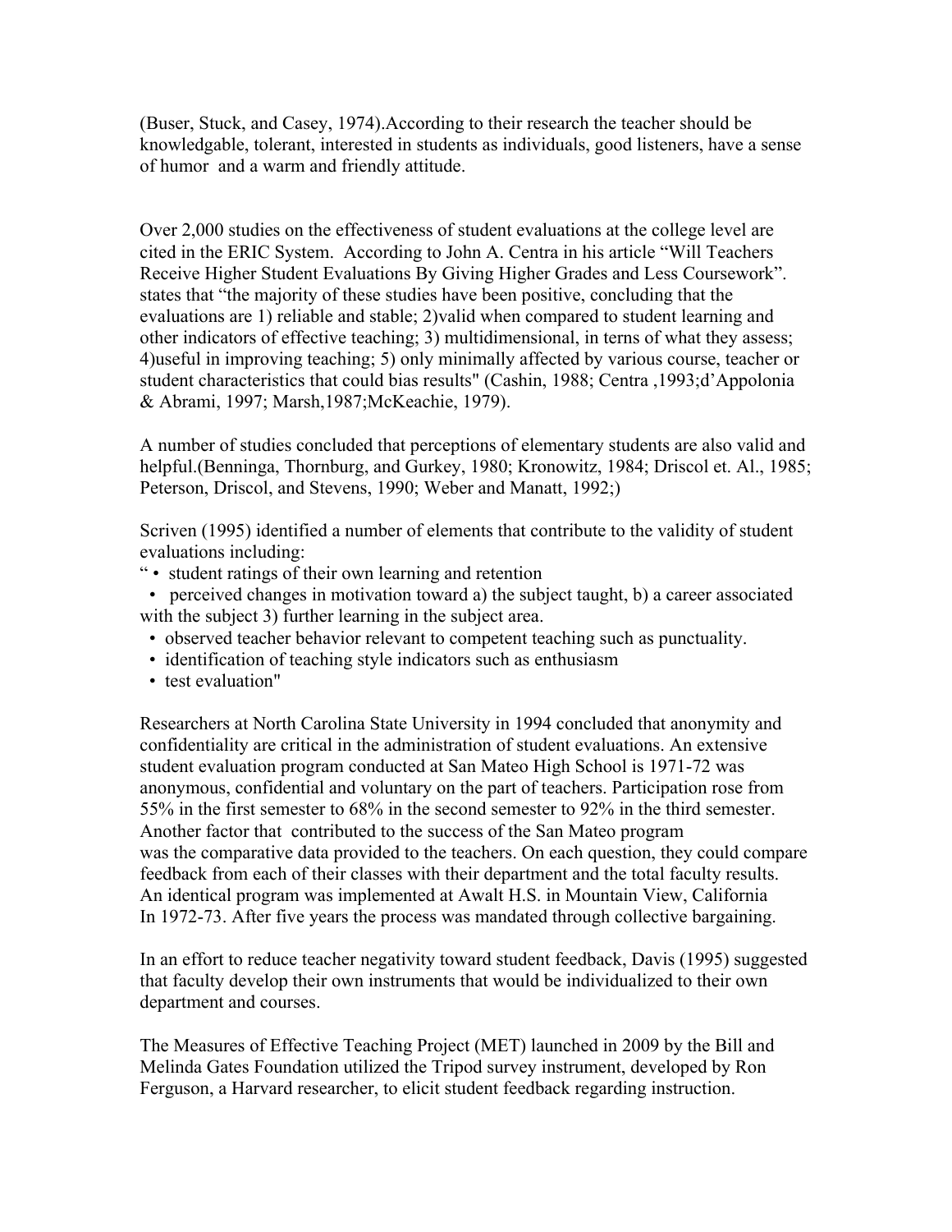(Buser, Stuck, and Casey, 1974).According to their research the teacher should be knowledgable, tolerant, interested in students as individuals, good listeners, have a sense of humor and a warm and friendly attitude.

Over 2,000 studies on the effectiveness of student evaluations at the college level are cited in the ERIC System. According to John A. Centra in his article "Will Teachers Receive Higher Student Evaluations By Giving Higher Grades and Less Coursework". states that "the majority of these studies have been positive, concluding that the evaluations are 1) reliable and stable; 2)valid when compared to student learning and other indicators of effective teaching; 3) multidimensional, in terns of what they assess; 4)useful in improving teaching; 5) only minimally affected by various course, teacher or student characteristics that could bias results" (Cashin, 1988; Centra ,1993;d'Appolonia & Abrami, 1997; Marsh,1987;McKeachie, 1979).

A number of studies concluded that perceptions of elementary students are also valid and helpful.(Benninga, Thornburg, and Gurkey, 1980; Kronowitz, 1984; Driscol et. Al., 1985; Peterson, Driscol, and Stevens, 1990; Weber and Manatt, 1992;)

Scriven (1995) identified a number of elements that contribute to the validity of student evaluations including:

" • student ratings of their own learning and retention
 • perceived changes in motivation toward a) the subject taught, b) a career associated with the subject 3) further learning in the subject area.
 • observed teacher behavior relevant to competent teaching such as punctuality.
 • identification of teaching style indicators such as enthusiasm
 • test evaluation"

Researchers at North Carolina State University in 1994 concluded that anonymity and confidentiality are critical in the administration of student evaluations. An extensive student evaluation program conducted at San Mateo High School is 1971-72 was anonymous, confidential and voluntary on the part of teachers. Participation rose from 55% in the first semester to 68% in the second semester to 92% in the third semester. Another factor that contributed to the success of the San Mateo program was the comparative data provided to the teachers. On each question, they could compare feedback from each of their classes with their department and the total faculty results. An identical program was implemented at Awalt H.S. in Mountain View, California In 1972-73. After five years the process was mandated through collective bargaining.

In an effort to reduce teacher negativity toward student feedback, Davis (1995) suggested that faculty develop their own instruments that would be individualized to their own department and courses.

The Measures of Effective Teaching Project (MET) launched in 2009 by the Bill and Melinda Gates Foundation utilized the Tripod survey instrument, developed by Ron Ferguson, a Harvard researcher, to elicit student feedback regarding instruction.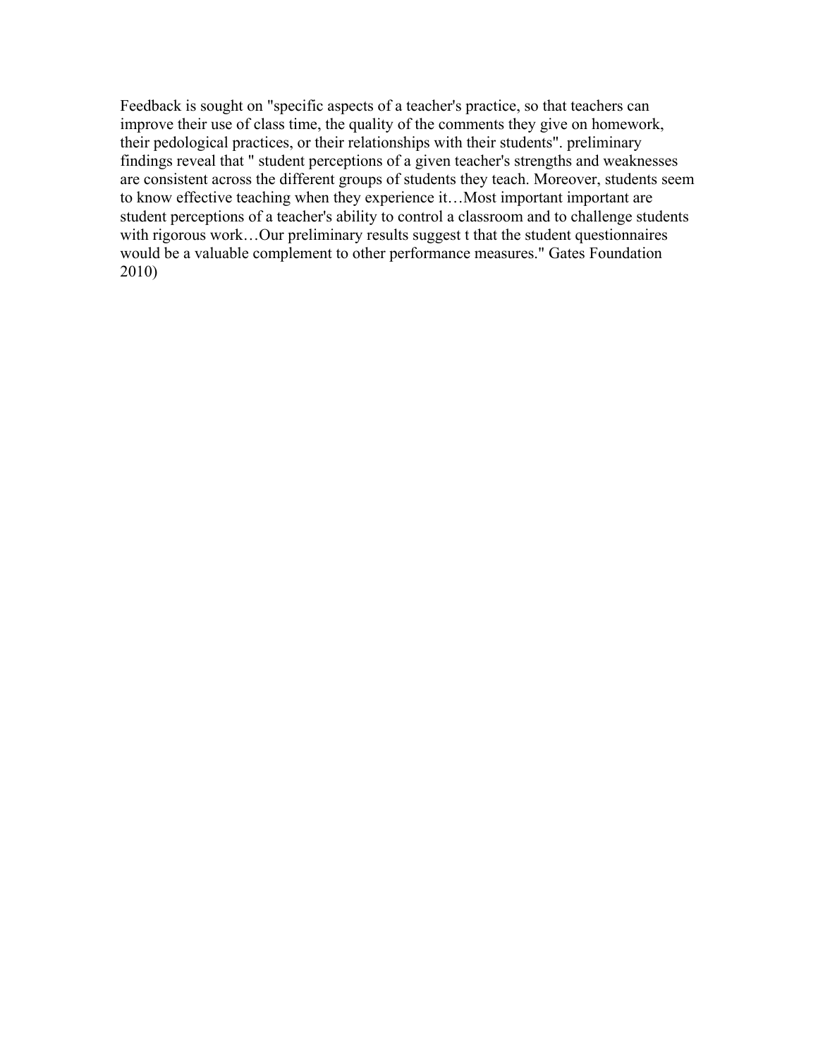Feedback is sought on "specific aspects of a teacher's practice, so that teachers can improve their use of class time, the quality of the comments they give on homework, their pedological practices, or their relationships with their students". preliminary findings reveal that " student perceptions of a given teacher's strengths and weaknesses are consistent across the different groups of students they teach. Moreover, students seem to know effective teaching when they experience it…Most important important are student perceptions of a teacher's ability to control a classroom and to challenge students with rigorous work…Our preliminary results suggest t that the student questionnaires would be a valuable complement to other performance measures." Gates Foundation 2010)